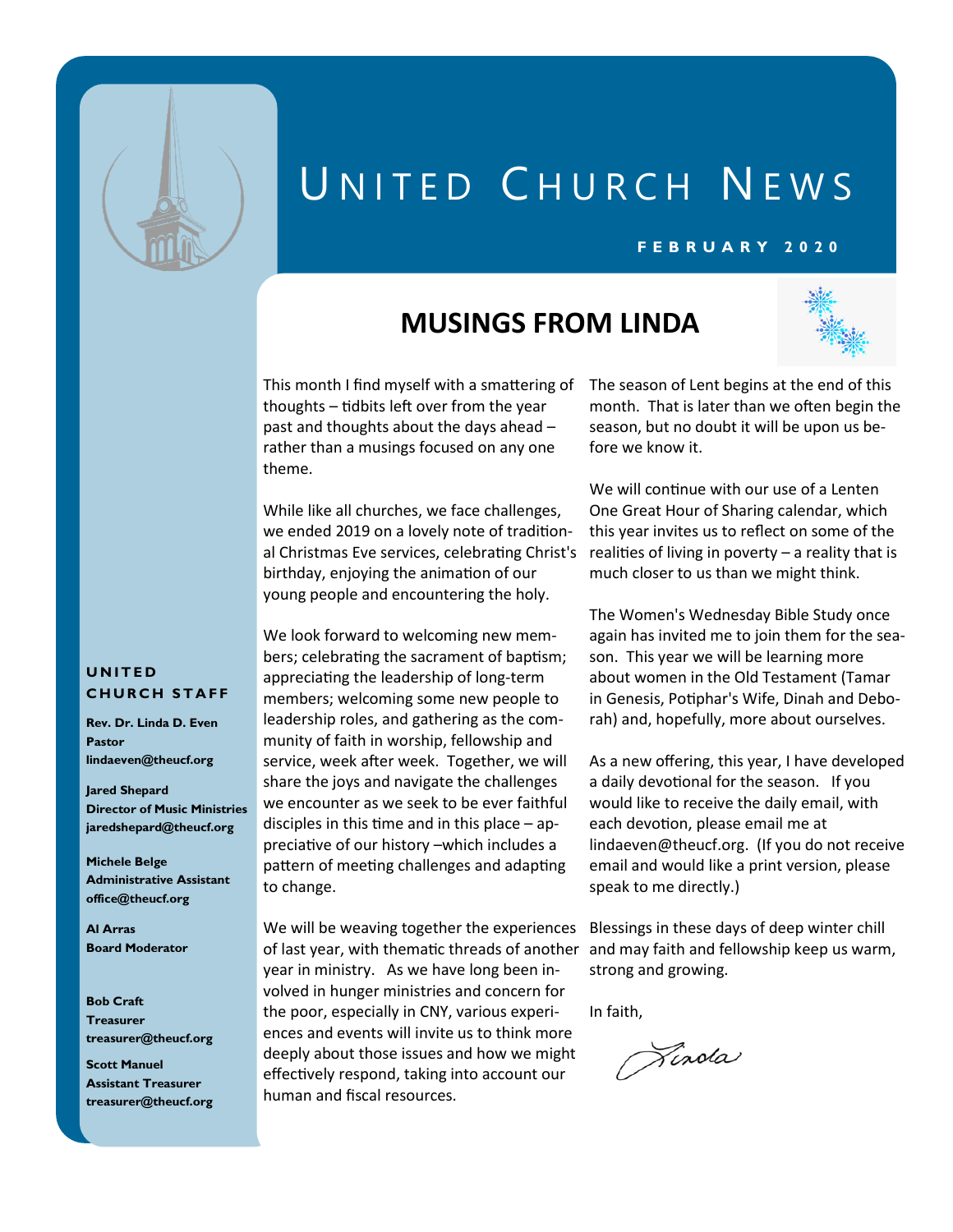# UNITED CHURCH NEWS

**FEBRUARY 2020**

## MUSINGS FROM LINDA

This month I find myself with a smattering of thoughts – tidbits left over from the year past and thoughts about the days ahead – rather than a musings focused on any one theme.

While like all churches, we face challenges, we ended 2019 on a lovely note of traditional Christmas Eve services, celebrating Christ's birthday, enjoying the animation of our young people and encountering the holy.

We look forward to welcoming new members; celebrating the sacrament of baptism; appreciating the leadership of long-term members; welcoming some new people to leadership roles, and gathering as the community of faith in worship, fellowship and service, week after week. Together, we will share the joys and navigate the challenges we encounter as we seek to be ever faithful disciples in this time and in this place – appreciative of our history –which includes a pattern of meeting challenges and adapting to change.

We will be weaving together the experiences of last year, with thematic threads of another year in ministry. As we have long been involved in hunger ministries and concern for the poor, especially in CNY, various experiences and events will invite us to think more deeply about those issues and how we might effectively respond, taking into account our human and fiscal resources.

The season of Lent begins at the end of this month. That is later than we often begin the season, but no doubt it will be upon us before we know it.

We will continue with our use of a Lenten One Great Hour of Sharing calendar, which this year invites us to reflect on some of the realities of living in poverty – a reality that is much closer to us than we might think.

The Women's Wednesday Bible Study once again has invited me to join them for the season. This year we will be learning more about women in the Old Testament (Tamar in Genesis, Potiphar's Wife, Dinah and Deborah) and, hopefully, more about ourselves.

As a new offering, this year, I have developed a daily devotional for the season. If you would like to receive the daily email, with each devotion, please email me at lindaeven@theucf.org. (If you do not receive email and would like a print version, please speak to me directly.)

Blessings in these days of deep winter chill and may faith and fellowship keep us warm, strong and growing.

In faith,

Linda

### UNITED CHURCH STAFF

**Rev. Dr. Linda D. Even**
**Pastor**
**lindaeven@theucf.org**

**Jared Shepard**
**Director of Music Ministries**
**jaredshepard@theucf.org**

**Michele Belge**
**Administrative Assistant**
**office@theucf.org**

**Al Arras**
**Board Moderator**

**Bob Craft**
**Treasurer**
**treasurer@theucf.org**

**Scott Manuel**
**Assistant Treasurer**
**treasurer@theucf.org**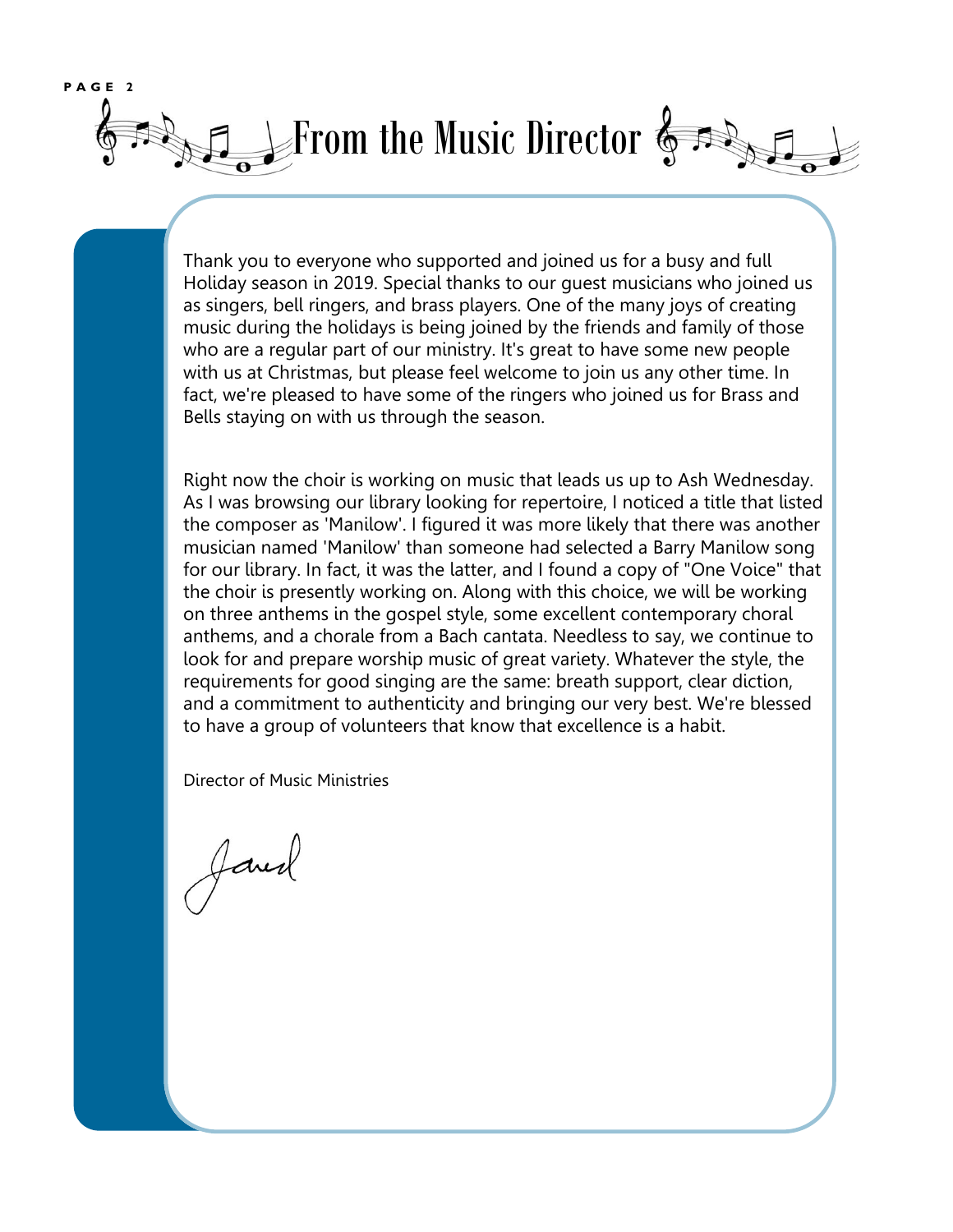# From the Music Director

Thank you to everyone who supported and joined us for a busy and full Holiday season in 2019. Special thanks to our guest musicians who joined us as singers, bell ringers, and brass players. One of the many joys of creating music during the holidays is being joined by the friends and family of those who are a regular part of our ministry. It's great to have some new people with us at Christmas, but please feel welcome to join us any other time. In fact, we're pleased to have some of the ringers who joined us for Brass and Bells staying on with us through the season.

Right now the choir is working on music that leads us up to Ash Wednesday. As I was browsing our library looking for repertoire, I noticed a title that listed the composer as 'Manilow'. I figured it was more likely that there was another musician named 'Manilow' than someone had selected a Barry Manilow song for our library. In fact, it was the latter, and I found a copy of "One Voice" that the choir is presently working on. Along with this choice, we will be working on three anthems in the gospel style, some excellent contemporary choral anthems, and a chorale from a Bach cantata. Needless to say, we continue to look for and prepare worship music of great variety. Whatever the style, the requirements for good singing are the same: breath support, clear diction, and a commitment to authenticity and bringing our very best. We're blessed to have a group of volunteers that know that excellence is a habit.

Director of Music Ministries

Jared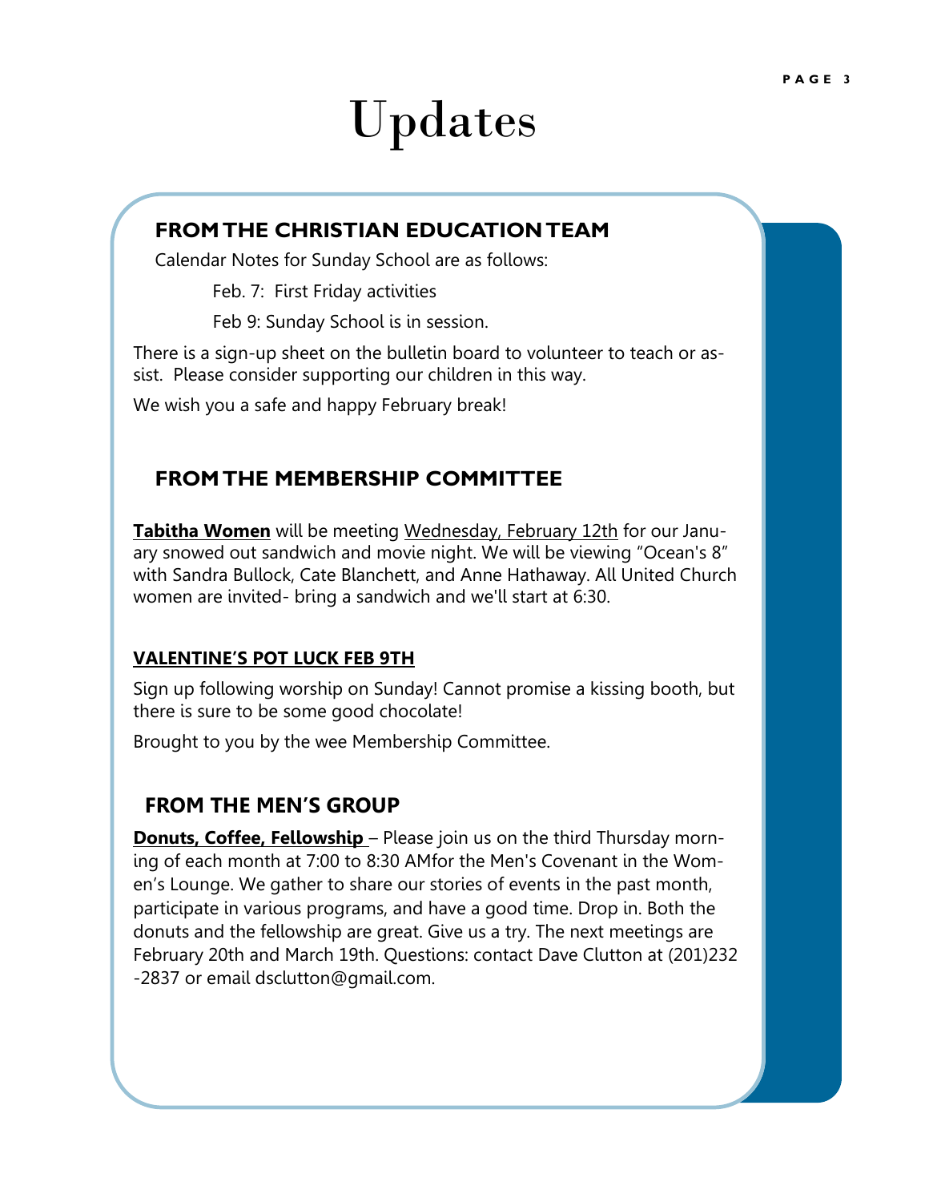# Updates

## FROM THE CHRISTIAN EDUCATION TEAM

Calendar Notes for Sunday School are as follows:

Feb. 7: First Friday activities

Feb 9: Sunday School is in session.

There is a sign-up sheet on the bulletin board to volunteer to teach or assist. Please consider supporting our children in this way.

We wish you a safe and happy February break!

## FROM THE MEMBERSHIP COMMITTEE

**Tabitha Women** will be meeting Wednesday, February 12th for our January snowed out sandwich and movie night. We will be viewing "Ocean's 8" with Sandra Bullock, Cate Blanchett, and Anne Hathaway. All United Church women are invited- bring a sandwich and we'll start at 6:30.

### VALENTINE'S POT LUCK FEB 9TH

Sign up following worship on Sunday! Cannot promise a kissing booth, but there is sure to be some good chocolate!

Brought to you by the wee Membership Committee.

## FROM THE MEN'S GROUP

**Donuts, Coffee, Fellowship** – Please join us on the third Thursday morning of each month at 7:00 to 8:30 AMfor the Men's Covenant in the Women's Lounge. We gather to share our stories of events in the past month, participate in various programs, and have a good time. Drop in. Both the donuts and the fellowship are great. Give us a try. The next meetings are February 20th and March 19th. Questions: contact Dave Clutton at (201)232-2837 or email dsclutton@gmail.com.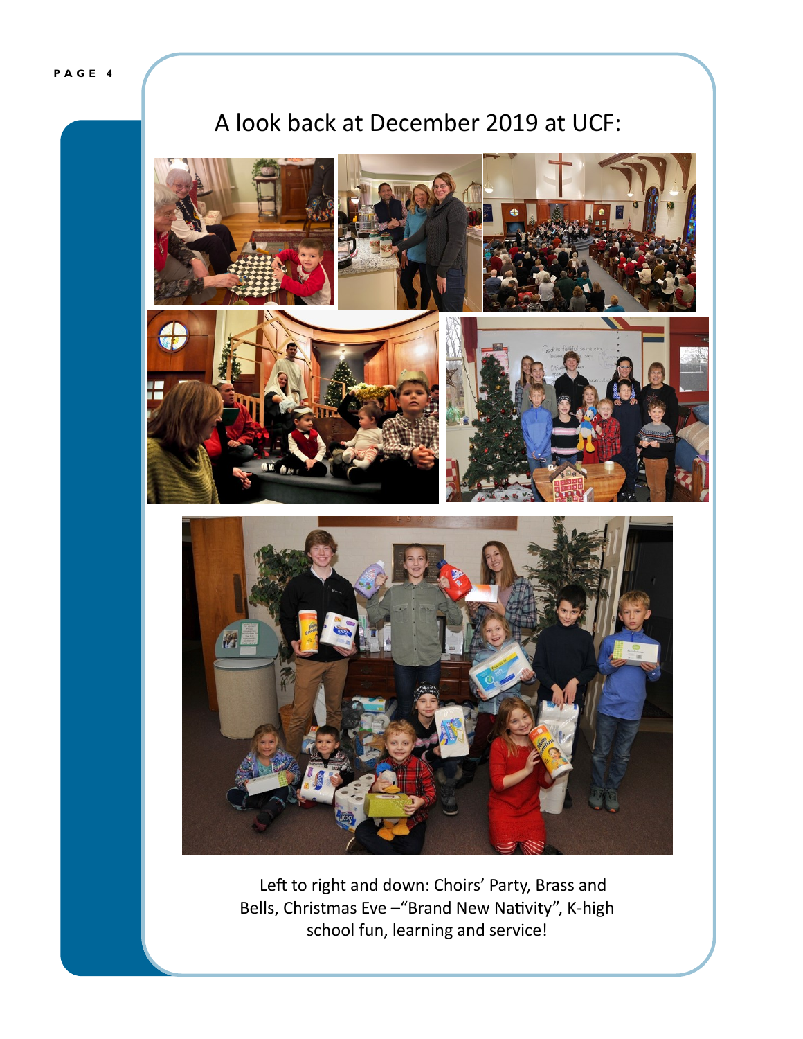# A look back at December 2019 at UCF:

Left to right and down: Choirs' Party, Brass and Bells, Christmas Eve –"Brand New Nativity", K-high school fun, learning and service!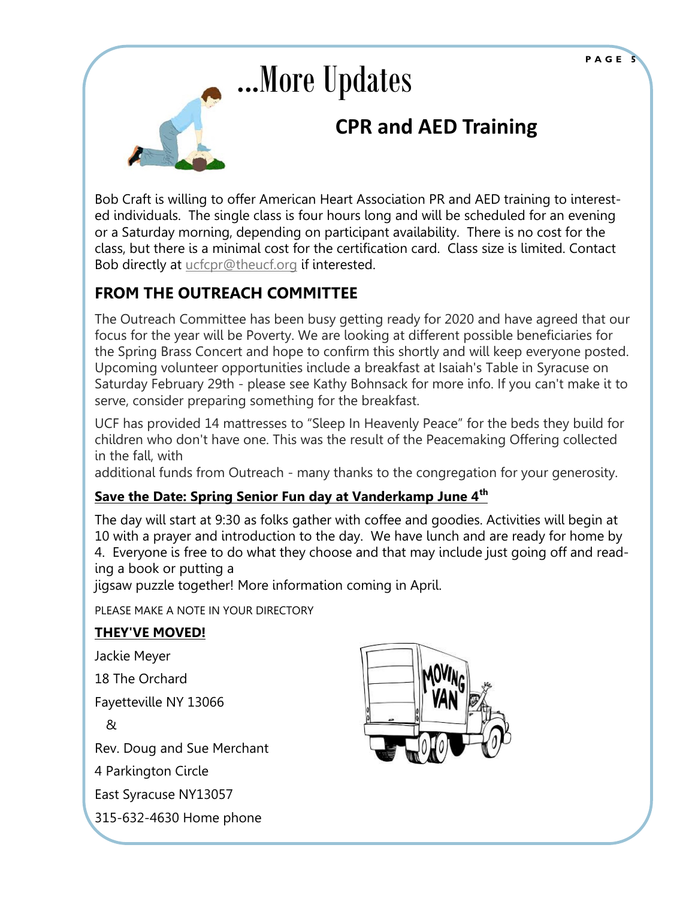# ...More Updates

## CPR and AED Training

Bob Craft is willing to offer American Heart Association PR and AED training to interested individuals. The single class is four hours long and will be scheduled for an evening or a Saturday morning, depending on participant availability. There is no cost for the class, but there is a minimal cost for the certification card. Class size is limited. Contact Bob directly at ucfcpr@theucf.org if interested.

## FROM THE OUTREACH COMMITTEE

The Outreach Committee has been busy getting ready for 2020 and have agreed that our focus for the year will be Poverty. We are looking at different possible beneficiaries for the Spring Brass Concert and hope to confirm this shortly and will keep everyone posted. Upcoming volunteer opportunities include a breakfast at Isaiah's Table in Syracuse on Saturday February 29th - please see Kathy Bohnsack for more info. If you can't make it to serve, consider preparing something for the breakfast.

UCF has provided 14 mattresses to "Sleep In Heavenly Peace" for the beds they build for children who don't have one. This was the result of the Peacemaking Offering collected in the fall, with additional funds from Outreach - many thanks to the congregation for your generosity.

**Save the Date: Spring Senior Fun day at Vanderkamp June 4th**

The day will start at 9:30 as folks gather with coffee and goodies. Activities will begin at 10 with a prayer and introduction to the day. We have lunch and are ready for home by 4. Everyone is free to do what they choose and that may include just going off and reading a book or putting a jigsaw puzzle together! More information coming in April.

PLEASE MAKE A NOTE IN YOUR DIRECTORY

**THEY'VE MOVED!**

Jackie Meyer

18 The Orchard

Fayetteville NY 13066

&

Rev. Doug and Sue Merchant

4 Parkington Circle

East Syracuse NY13057

315-632-4630 Home phone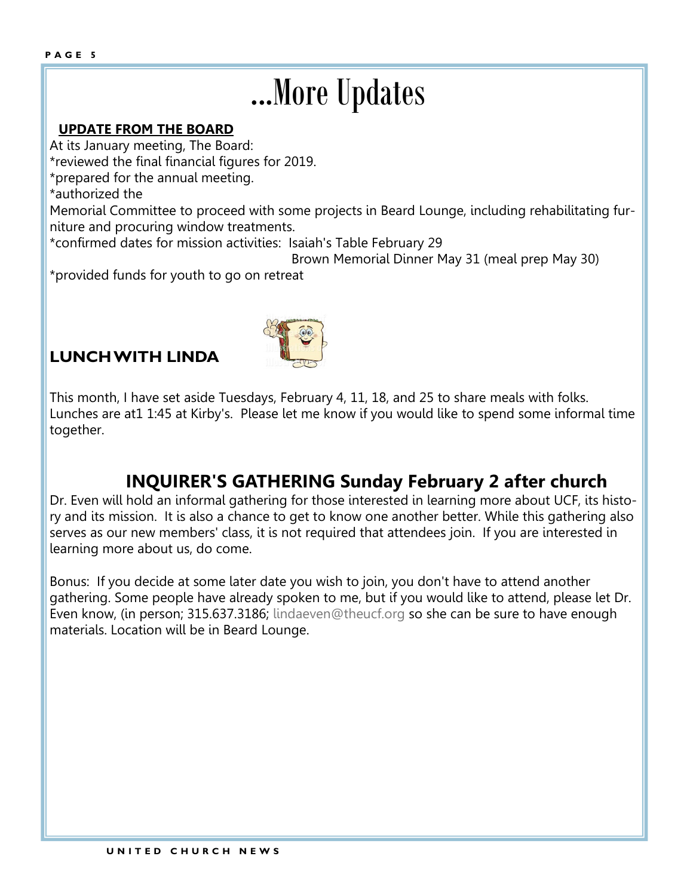# ...More Updates

**UPDATE FROM THE BOARD**

At its January meeting, The Board:

*reviewed the final financial figures for 2019.

*prepared for the annual meeting.

*authorized the Memorial Committee to proceed with some projects in Beard Lounge, including rehabilitating furniture and procuring window treatments.

*confirmed dates for mission activities: Isaiah's Table February 29
Brown Memorial Dinner May 31 (meal prep May 30)

*provided funds for youth to go on retreat

## LUNCH WITH LINDA

This month, I have set aside Tuesdays, February 4, 11, 18, and 25 to share meals with folks. Lunches are at1 1:45 at Kirby's. Please let me know if you would like to spend some informal time together.

## INQUIRER'S GATHERING Sunday February 2 after church

Dr. Even will hold an informal gathering for those interested in learning more about UCF, its history and its mission. It is also a chance to get to know one another better. While this gathering also serves as our new members' class, it is not required that attendees join. If you are interested in learning more about us, do come.

Bonus: If you decide at some later date you wish to join, you don't have to attend another gathering. Some people have already spoken to me, but if you would like to attend, please let Dr. Even know, (in person; 315.637.3186; lindaeven@theucf.org so she can be sure to have enough materials. Location will be in Beard Lounge.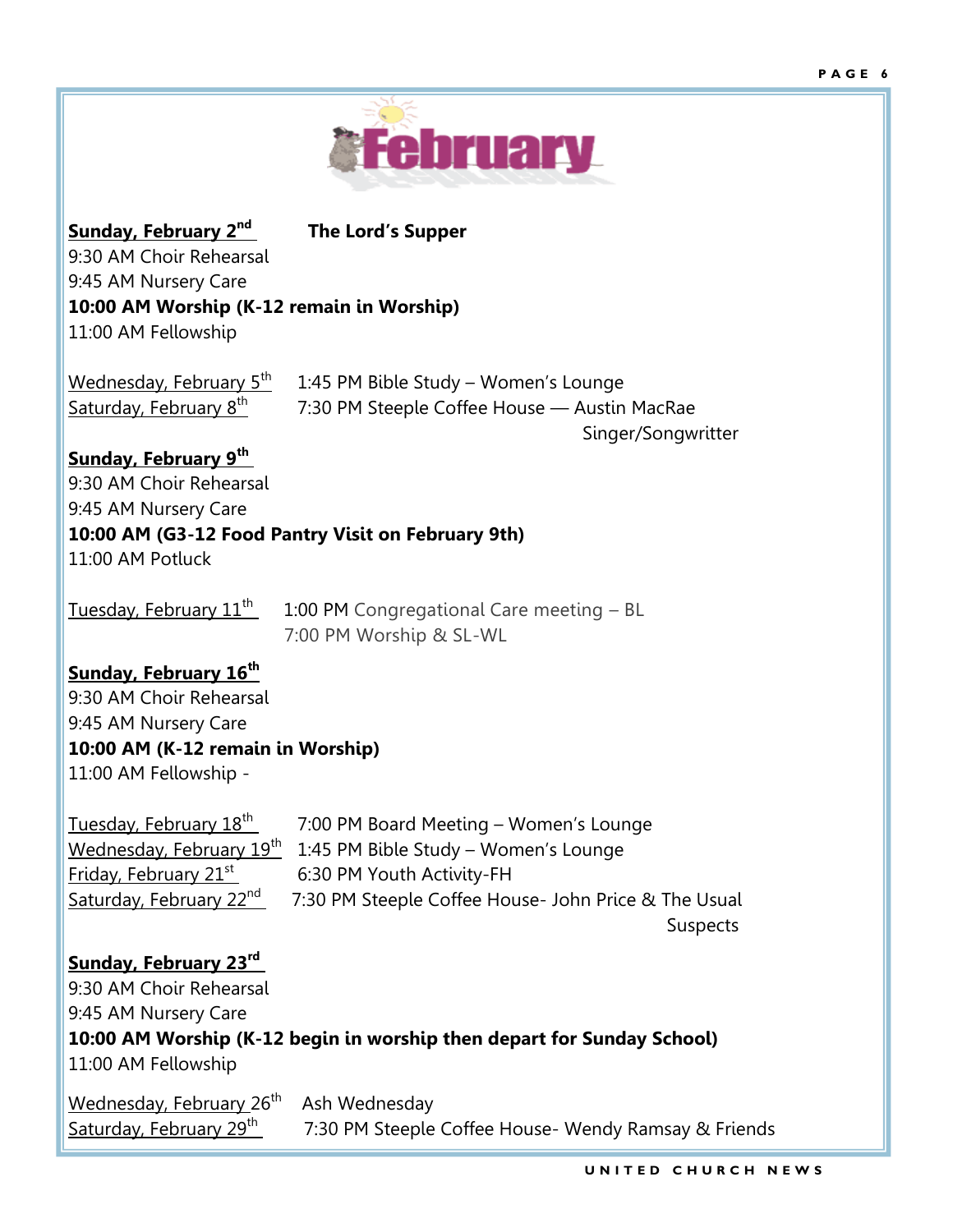# February

**Sunday, February 2nd** **The Lord's Supper**
9:30 AM Choir Rehearsal
9:45 AM Nursery Care
**10:00 AM Worship (K-12 remain in Worship)**
11:00 AM Fellowship

Wednesday, February 5th 1:45 PM Bible Study – Women's Lounge
Saturday, February 8th 7:30 PM Steeple Coffee House — Austin MacRae Singer/Songwritter

**Sunday, February 9th**
9:30 AM Choir Rehearsal
9:45 AM Nursery Care
**10:00 AM (G3-12 Food Pantry Visit on February 9th)**
11:00 AM Potluck

Tuesday, February 11th 1:00 PM Congregational Care meeting – BL
7:00 PM Worship & SL-WL

**Sunday, February 16th**
9:30 AM Choir Rehearsal
9:45 AM Nursery Care
**10:00 AM (K-12 remain in Worship)**
11:00 AM Fellowship -

Tuesday, February 18th 7:00 PM Board Meeting – Women's Lounge
Wednesday, February 19th 1:45 PM Bible Study – Women's Lounge
Friday, February 21st 6:30 PM Youth Activity-FH
Saturday, February 22nd 7:30 PM Steeple Coffee House- John Price & The Usual Suspects

**Sunday, February 23rd**
9:30 AM Choir Rehearsal
9:45 AM Nursery Care
**10:00 AM Worship (K-12 begin in worship then depart for Sunday School)**
11:00 AM Fellowship

Wednesday, February 26th Ash Wednesday
Saturday, February 29th 7:30 PM Steeple Coffee House- Wendy Ramsay & Friends